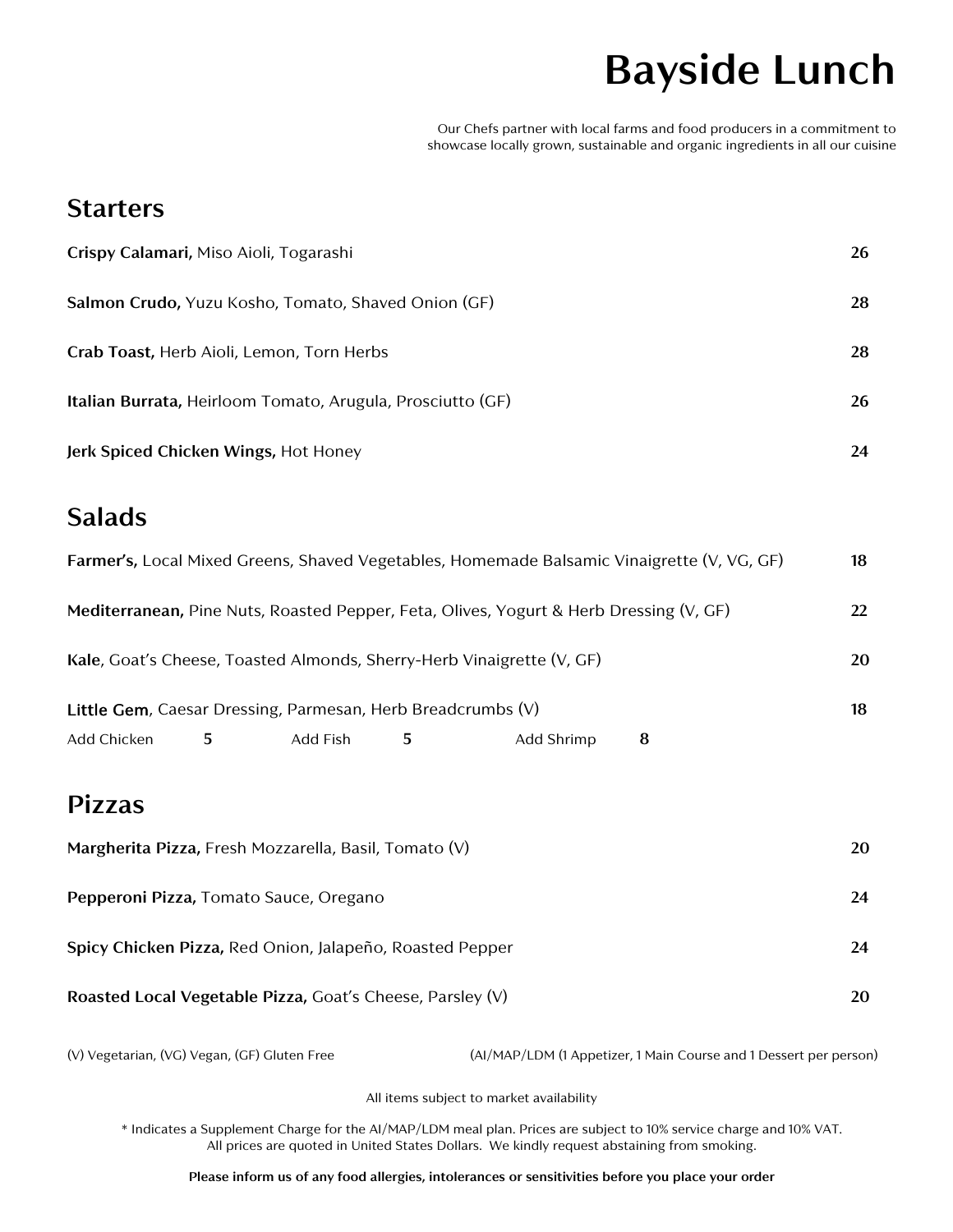# Bayside Lunch

Our Chefs partner with local farms and food producers in a commitment to showcase locally grown, sustainable and organic ingredients in all our cuisine

## Starters

**Crispy Calamari,** Miso Aioli, Togarashi **26**

**Salmon Crudo,** Yuzu Kosho, Tomato, Shaved Onion (GF) **28**

**Crab Toast,** Herb Aioli, Lemon, Torn Herbs **28**

**Italian Burrata,** Heirloom Tomato, Arugula, Prosciutto (GF) **26**

**Jerk Spiced Chicken Wings,** Hot Honey **24**

## Salads

**Farmer's,** Local Mixed Greens, Shaved Vegetables, Homemade Balsamic Vinaigrette (V, VG, GF) **18**

**Mediterranean,** Pine Nuts, Roasted Pepper, Feta, Olives, Yogurt & Herb Dressing (V, GF) **22**

**Kale**, Goat's Cheese, Toasted Almonds, Sherry-Herb Vinaigrette (V, GF) **20**

**Little Gem**, Caesar Dressing, Parmesan, Herb Breadcrumbs (V) **18**

Add Chicken **5** Add Fish **5** Add Shrimp **8**

## Pizzas

**Margherita Pizza,** Fresh Mozzarella, Basil, Tomato (V) **20**

**Pepperoni Pizza,** Tomato Sauce, Oregano **24**

**Spicy Chicken Pizza,** Red Onion, Jalapeño, Roasted Pepper **24**

**Roasted Local Vegetable Pizza,** Goat's Cheese, Parsley (V) **20**

(V) Vegetarian, (VG) Vegan, (GF) Gluten Free

(AI/MAP/LDM (1 Appetizer, 1 Main Course and 1 Dessert per person)

All items subject to market availability

* Indicates a Supplement Charge for the AI/MAP/LDM meal plan. Prices are subject to 10% service charge and 10% VAT. All prices are quoted in United States Dollars. We kindly request abstaining from smoking.

**Please inform us of any food allergies, intolerances or sensitivities before you place your order**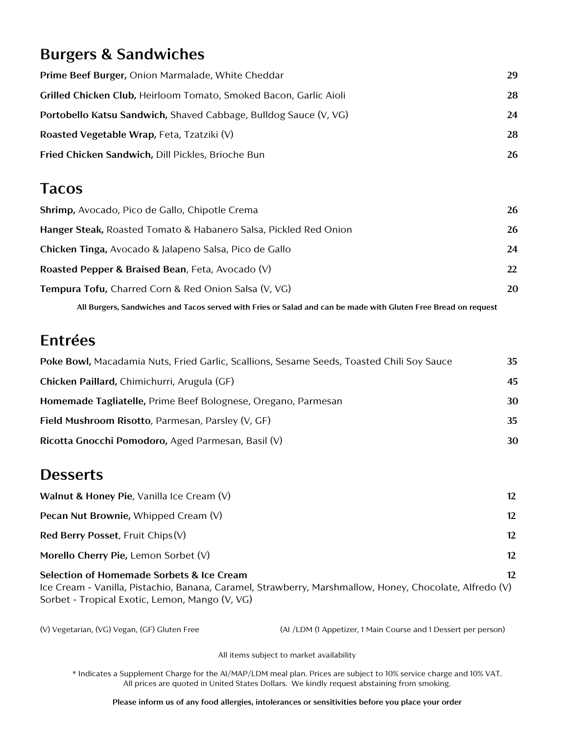## Burgers & Sandwiches

| | |
|---|---|
| **Prime Beef Burger,** Onion Marmalade, White Cheddar | 29 |
| **Grilled Chicken Club,** Heirloom Tomato, Smoked Bacon, Garlic Aioli | 28 |
| **Portobello Katsu Sandwich,** Shaved Cabbage, Bulldog Sauce (V, VG) | 24 |
| **Roasted Vegetable Wrap,** Feta, Tzatziki (V) | 28 |
| **Fried Chicken Sandwich,** Dill Pickles, Brioche Bun | 26 |

## Tacos

| | |
|---|---|
| **Shrimp,** Avocado, Pico de Gallo, Chipotle Crema | 26 |
| **Hanger Steak,** Roasted Tomato & Habanero Salsa, Pickled Red Onion | 26 |
| **Chicken Tinga,** Avocado & Jalapeno Salsa, Pico de Gallo | 24 |
| **Roasted Pepper & Braised Bean**, Feta, Avocado (V) | 22 |
| **Tempura Tofu,** Charred Corn & Red Onion Salsa (V, VG) | 20 |

**All Burgers, Sandwiches and Tacos served with Fries or Salad and can be made with Gluten Free Bread on request**

## Entrées

| | |
|---|---|
| **Poke Bowl,** Macadamia Nuts, Fried Garlic, Scallions, Sesame Seeds, Toasted Chili Soy Sauce | 35 |
| **Chicken Paillard,** Chimichurri, Arugula (GF) | 45 |
| **Homemade Tagliatelle,** Prime Beef Bolognese, Oregano, Parmesan | 30 |
| **Field Mushroom Risotto**, Parmesan, Parsley (V, GF) | 35 |
| **Ricotta Gnocchi Pomodoro,** Aged Parmesan, Basil (V) | 30 |

## Desserts

| | |
|---|---|
| **Walnut & Honey Pie**, Vanilla Ice Cream (V) | 12 |
| **Pecan Nut Brownie,** Whipped Cream (V) | 12 |
| **Red Berry Posset**, Fruit Chips (V) | 12 |
| **Morello Cherry Pie,** Lemon Sorbet (V) | 12 |
| **Selection of Homemade Sorbets & Ice Cream** | 12 |

Ice Cream - Vanilla, Pistachio, Banana, Caramel, Strawberry, Marshmallow, Honey, Chocolate, Alfredo (V)
Sorbet - Tropical Exotic, Lemon, Mango (V, VG)

(V) Vegetarian, (VG) Vegan, (GF) Gluten Free

(AI /LDM (1 Appetizer, 1 Main Course and 1 Dessert per person)

All items subject to market availability

\* Indicates a Supplement Charge for the AI/MAP/LDM meal plan. Prices are subject to 10% service charge and 10% VAT. All prices are quoted in United States Dollars. We kindly request abstaining from smoking.

**Please inform us of any food allergies, intolerances or sensitivities before you place your order**